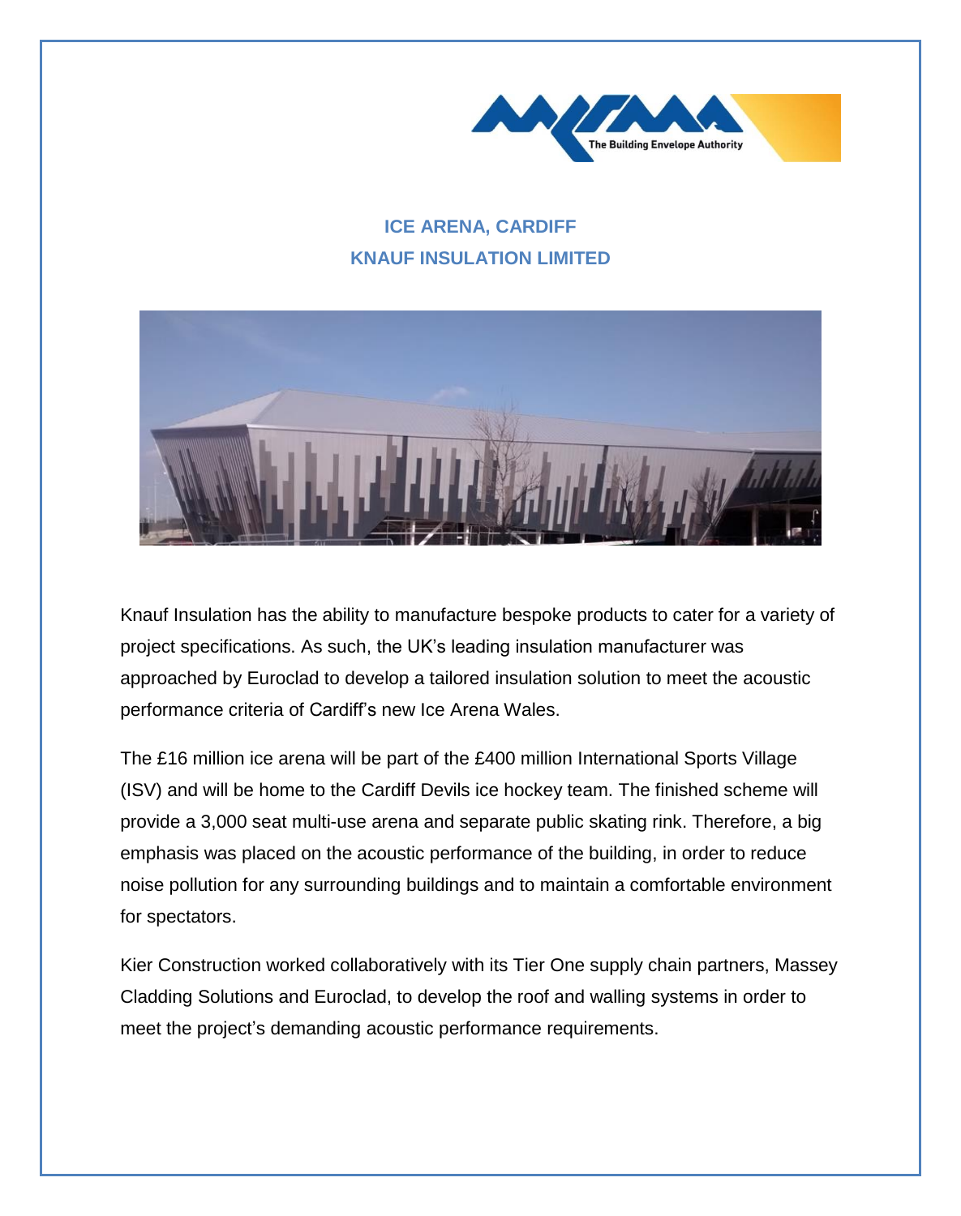# ICE ARENA, CARDIFF
## KNAUF INSULATION LIMITED

Knauf Insulation has the ability to manufacture bespoke products to cater for a variety of project specifications. As such, the UK's leading insulation manufacturer was approached by Euroclad to develop a tailored insulation solution to meet the acoustic performance criteria of Cardiff's new Ice Arena Wales.

The £16 million ice arena will be part of the £400 million International Sports Village (ISV) and will be home to the Cardiff Devils ice hockey team. The finished scheme will provide a 3,000 seat multi-use arena and separate public skating rink. Therefore, a big emphasis was placed on the acoustic performance of the building, in order to reduce noise pollution for any surrounding buildings and to maintain a comfortable environment for spectators.

Kier Construction worked collaboratively with its Tier One supply chain partners, Massey Cladding Solutions and Euroclad, to develop the roof and walling systems in order to meet the project's demanding acoustic performance requirements.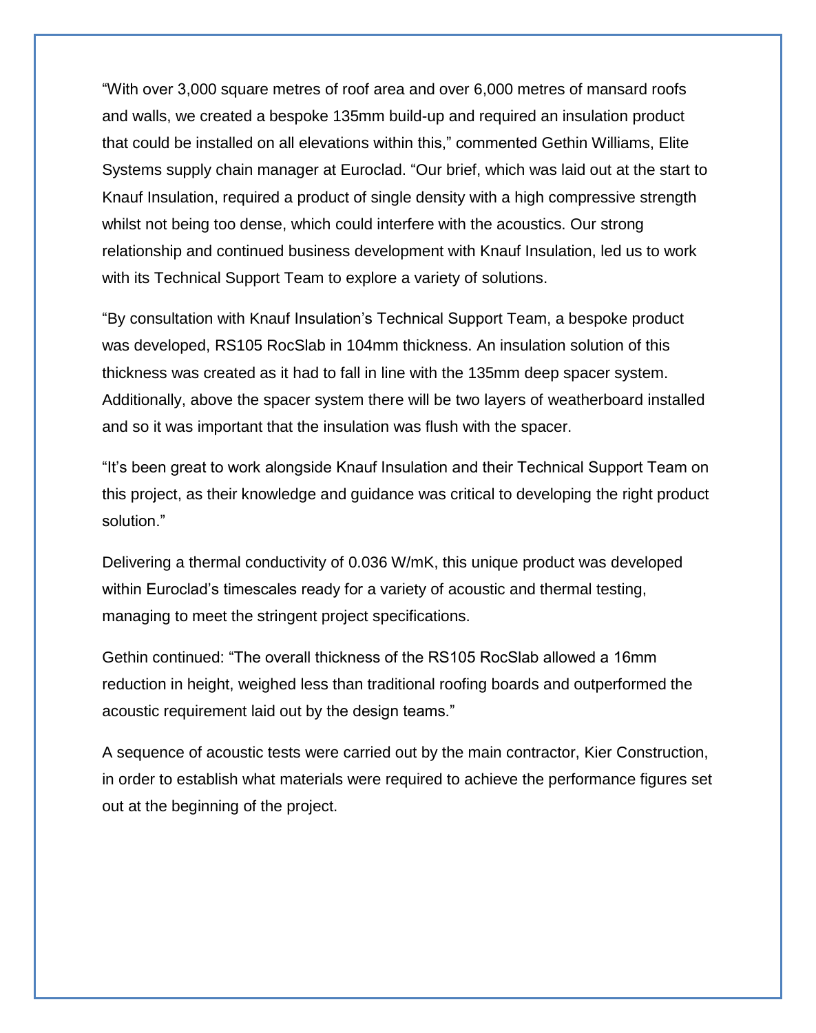"With over 3,000 square metres of roof area and over 6,000 metres of mansard roofs and walls, we created a bespoke 135mm build-up and required an insulation product that could be installed on all elevations within this," commented Gethin Williams, Elite Systems supply chain manager at Euroclad. "Our brief, which was laid out at the start to Knauf Insulation, required a product of single density with a high compressive strength whilst not being too dense, which could interfere with the acoustics. Our strong relationship and continued business development with Knauf Insulation, led us to work with its Technical Support Team to explore a variety of solutions.

"By consultation with Knauf Insulation's Technical Support Team, a bespoke product was developed, RS105 RocSlab in 104mm thickness. An insulation solution of this thickness was created as it had to fall in line with the 135mm deep spacer system. Additionally, above the spacer system there will be two layers of weatherboard installed and so it was important that the insulation was flush with the spacer.

"It's been great to work alongside Knauf Insulation and their Technical Support Team on this project, as their knowledge and guidance was critical to developing the right product solution."

Delivering a thermal conductivity of 0.036 W/mK, this unique product was developed within Euroclad's timescales ready for a variety of acoustic and thermal testing, managing to meet the stringent project specifications.

Gethin continued: "The overall thickness of the RS105 RocSlab allowed a 16mm reduction in height, weighed less than traditional roofing boards and outperformed the acoustic requirement laid out by the design teams."

A sequence of acoustic tests were carried out by the main contractor, Kier Construction, in order to establish what materials were required to achieve the performance figures set out at the beginning of the project.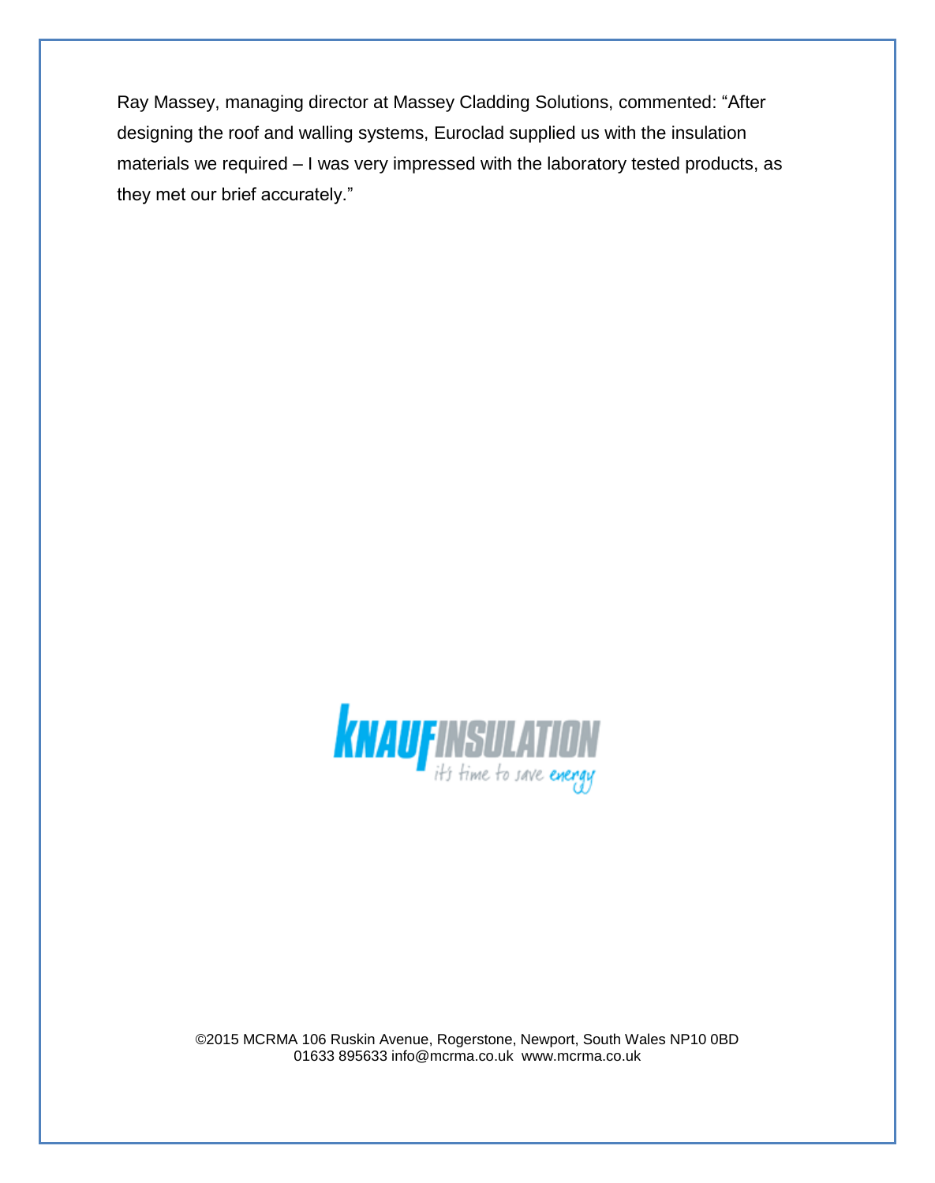Ray Massey, managing director at Massey Cladding Solutions, commented: “After designing the roof and walling systems, Euroclad supplied us with the insulation materials we required – I was very impressed with the laboratory tested products, as they met our brief accurately.”

KNAUFINSULATION
it's time to save energy

©2015 MCRMA 106 Ruskin Avenue, Rogerstone, Newport, South Wales NP10 0BD
01633 895633 info@mcrma.co.uk www.mcrma.co.uk